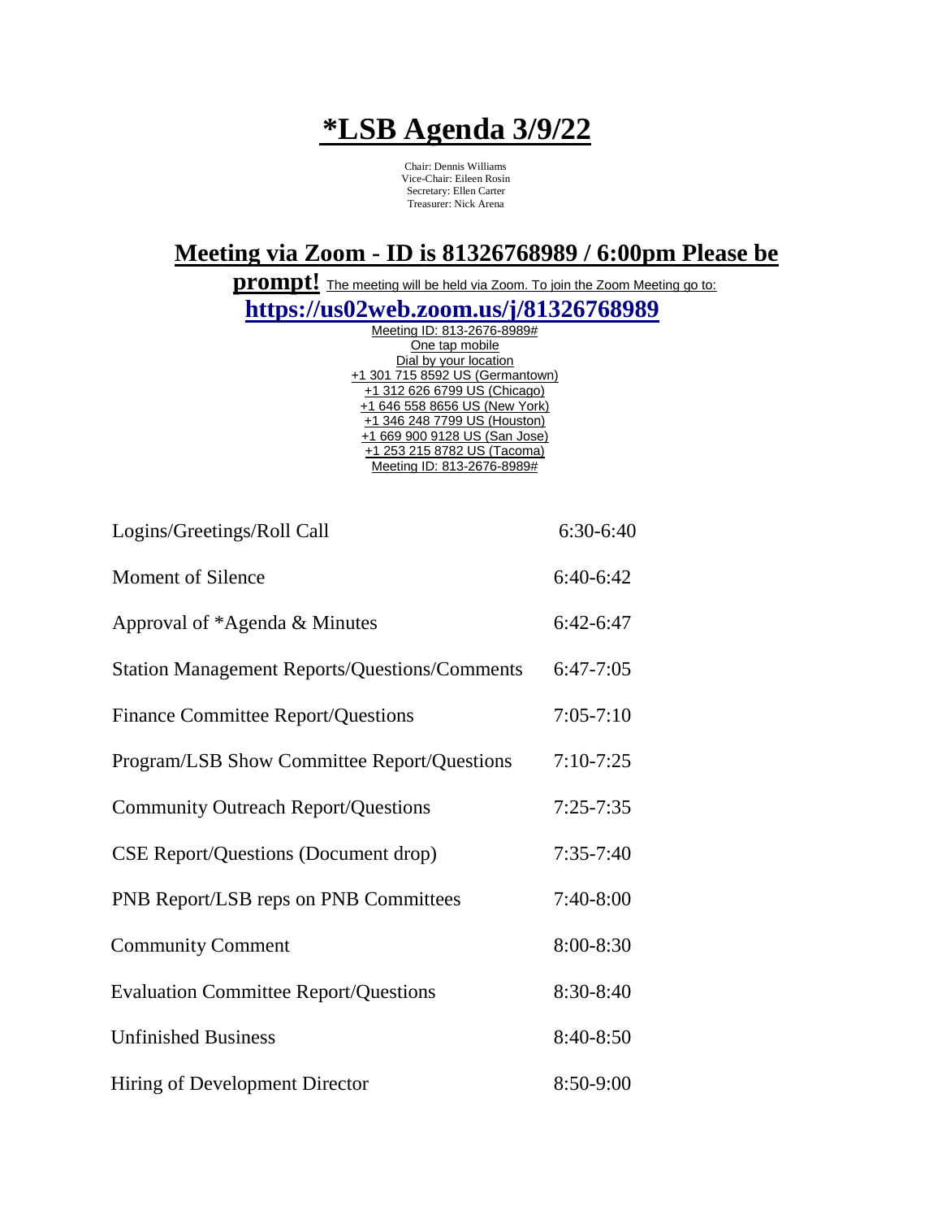# *LSB Agenda 3/9/22

Chair: Dennis Williams
Vice-Chair: Eileen Rosin
Secretary: Ellen Carter
Treasurer: Nick Arena

## Meeting via Zoom - ID is 81326768989 / 6:00pm Please be prompt!

The meeting will be held via Zoom. To join the Zoom Meeting go to:

**https://us02web.zoom.us/j/81326768989**

Meeting ID: 813-2676-8989#
One tap mobile
Dial by your location
+1 301 715 8592 US (Germantown)
+1 312 626 6799 US (Chicago)
+1 646 558 8656 US (New York)
+1 346 248 7799 US (Houston)
+1 669 900 9128 US (San Jose)
+1 253 215 8782 US (Tacoma)
Meeting ID: 813-2676-8989#

| | |
|---|---|
| Logins/Greetings/Roll Call | 6:30-6:40 |
| Moment of Silence | 6:40-6:42 |
| Approval of *Agenda & Minutes | 6:42-6:47 |
| Station Management Reports/Questions/Comments | 6:47-7:05 |
| Finance Committee Report/Questions | 7:05-7:10 |
| Program/LSB Show Committee Report/Questions | 7:10-7:25 |
| Community Outreach Report/Questions | 7:25-7:35 |
| CSE Report/Questions (Document drop) | 7:35-7:40 |
| PNB Report/LSB reps on PNB Committees | 7:40-8:00 |
| Community Comment | 8:00-8:30 |
| Evaluation Committee Report/Questions | 8:30-8:40 |
| Unfinished Business | 8:40-8:50 |
| Hiring of Development Director | 8:50-9:00 |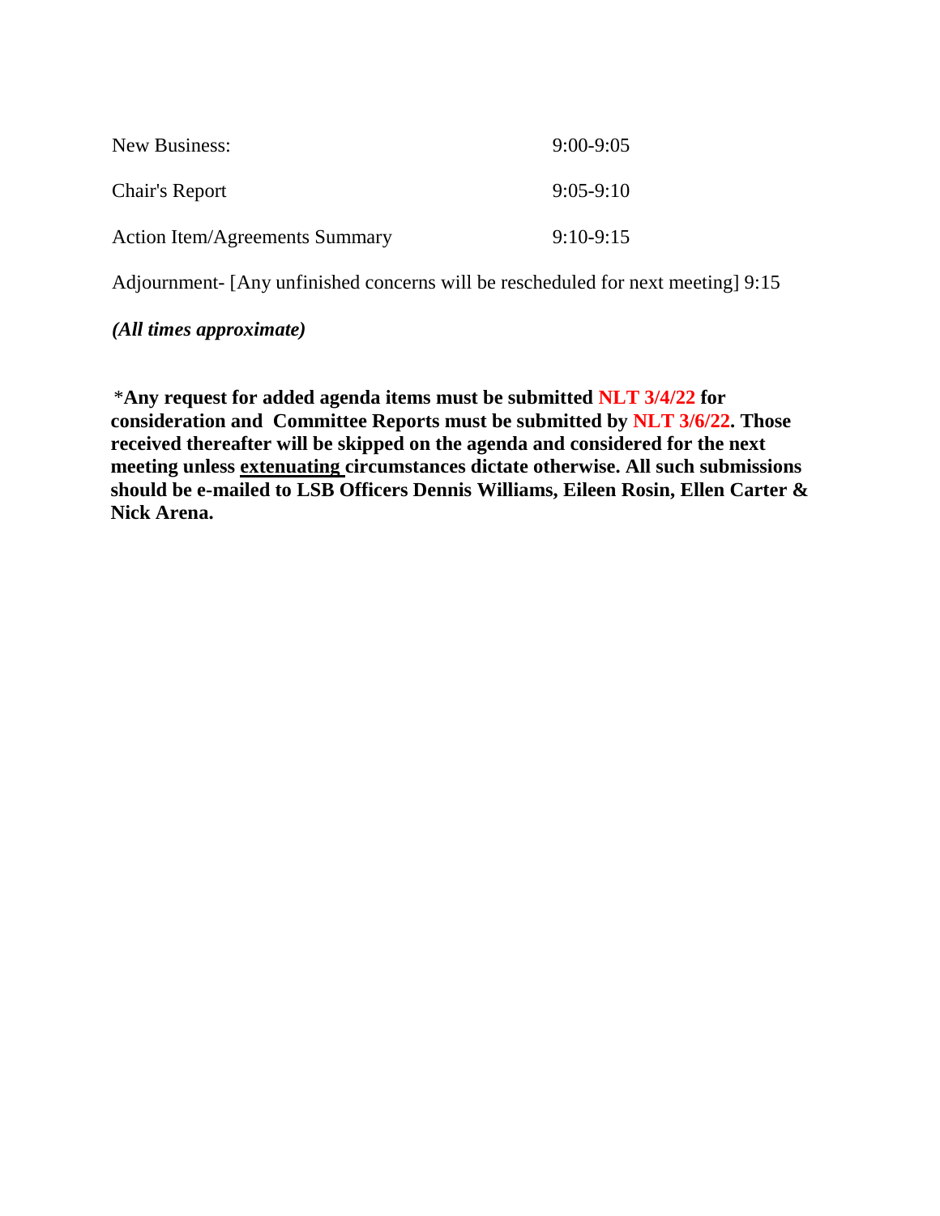| | |
|---|---|
| New Business: | 9:00-9:05 |
| Chair's Report | 9:05-9:10 |
| Action Item/Agreements Summary | 9:10-9:15 |

Adjournment- [Any unfinished concerns will be rescheduled for next meeting] 9:15

***(All times approximate)***

*__Any request for added agenda items must be submitted NLT 3/4/22 for consideration and Committee Reports must be submitted by NLT 3/6/22. Those received thereafter will be skipped on the agenda and considered for the next meeting unless extenuating circumstances dictate otherwise. All such submissions should be e-mailed to LSB Officers Dennis Williams, Eileen Rosin, Ellen Carter & Nick Arena.__